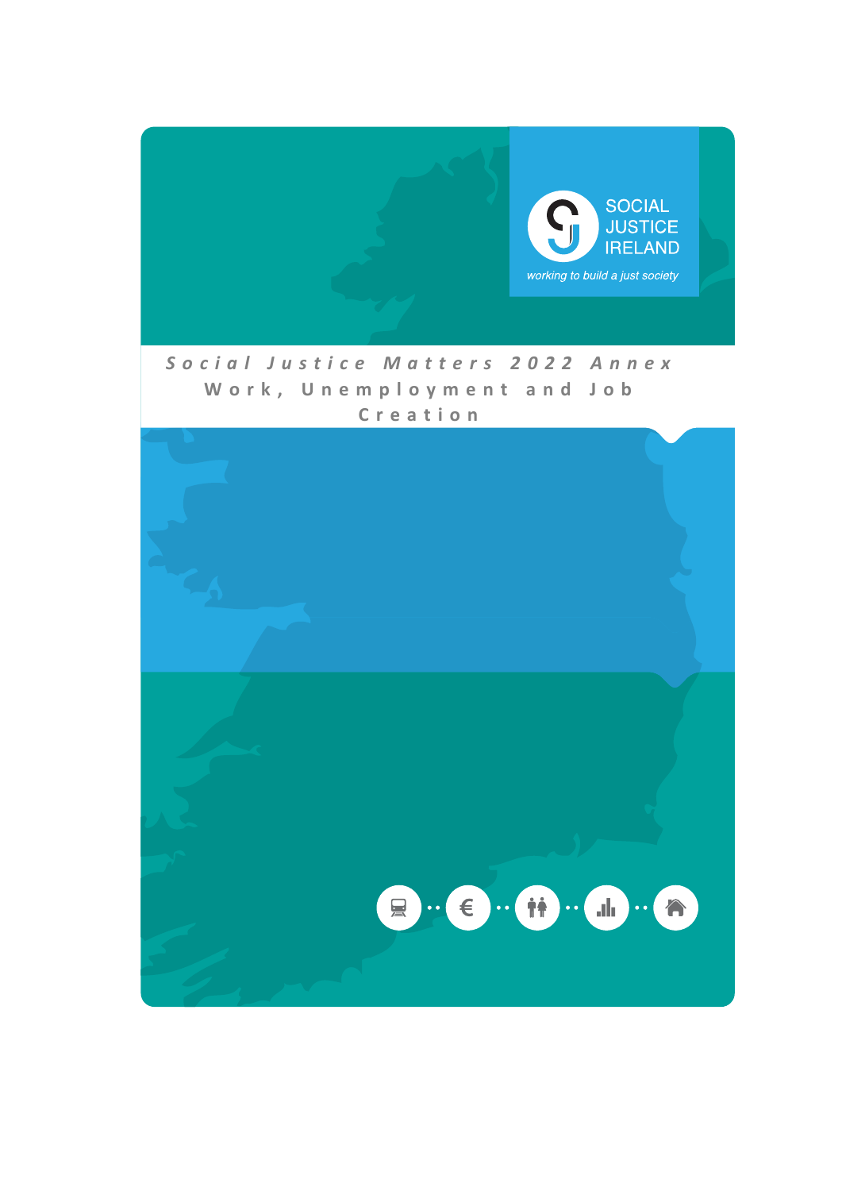SOCIAL JUSTICE IRELAND

*working to build a just society*

# *Social Justice Matters 2022 Annex*

## Work, Unemployment and Job Creation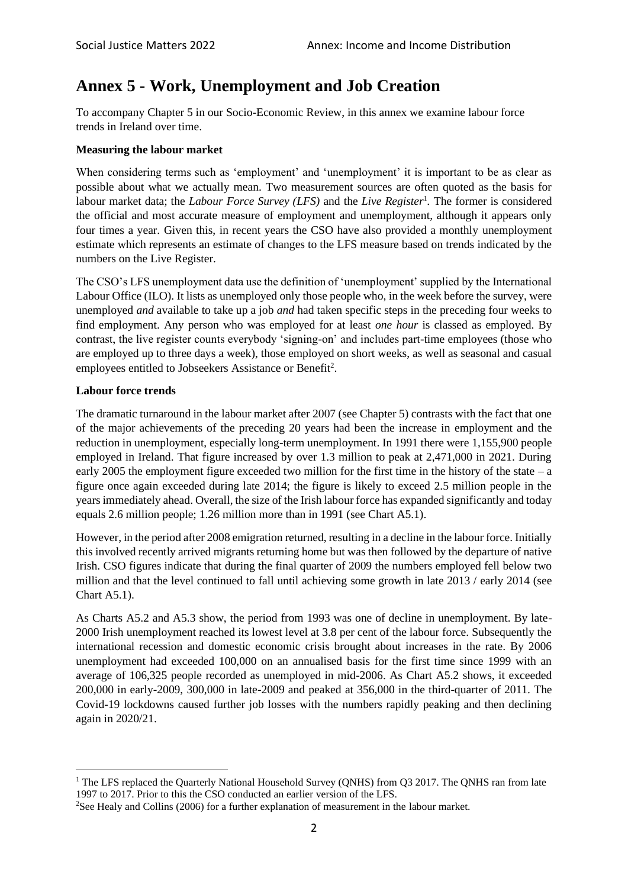# Annex 5 - Work, Unemployment and Job Creation

To accompany Chapter 5 in our Socio-Economic Review, in this annex we examine labour force trends in Ireland over time.

**Measuring the labour market**

When considering terms such as 'employment' and 'unemployment' it is important to be as clear as possible about what we actually mean. Two measurement sources are often quoted as the basis for labour market data; the *Labour Force Survey (LFS)* and the *Live Register*[1]. The former is considered the official and most accurate measure of employment and unemployment, although it appears only four times a year. Given this, in recent years the CSO have also provided a monthly unemployment estimate which represents an estimate of changes to the LFS measure based on trends indicated by the numbers on the Live Register.

The CSO's LFS unemployment data use the definition of 'unemployment' supplied by the International Labour Office (ILO). It lists as unemployed only those people who, in the week before the survey, were unemployed *and* available to take up a job *and* had taken specific steps in the preceding four weeks to find employment. Any person who was employed for at least *one hour* is classed as employed. By contrast, the live register counts everybody 'signing-on' and includes part-time employees (those who are employed up to three days a week), those employed on short weeks, as well as seasonal and casual employees entitled to Jobseekers Assistance or Benefit[2].

**Labour force trends**

The dramatic turnaround in the labour market after 2007 (see Chapter 5) contrasts with the fact that one of the major achievements of the preceding 20 years had been the increase in employment and the reduction in unemployment, especially long-term unemployment. In 1991 there were 1,155,900 people employed in Ireland. That figure increased by over 1.3 million to peak at 2,471,000 in 2021. During early 2005 the employment figure exceeded two million for the first time in the history of the state – a figure once again exceeded during late 2014; the figure is likely to exceed 2.5 million people in the years immediately ahead. Overall, the size of the Irish labour force has expanded significantly and today equals 2.6 million people; 1.26 million more than in 1991 (see Chart A5.1).

However, in the period after 2008 emigration returned, resulting in a decline in the labour force. Initially this involved recently arrived migrants returning home but was then followed by the departure of native Irish. CSO figures indicate that during the final quarter of 2009 the numbers employed fell below two million and that the level continued to fall until achieving some growth in late 2013 / early 2014 (see Chart A5.1).

As Charts A5.2 and A5.3 show, the period from 1993 was one of decline in unemployment. By late-2000 Irish unemployment reached its lowest level at 3.8 per cent of the labour force. Subsequently the international recession and domestic economic crisis brought about increases in the rate. By 2006 unemployment had exceeded 100,000 on an annualised basis for the first time since 1999 with an average of 106,325 people recorded as unemployed in mid-2006. As Chart A5.2 shows, it exceeded 200,000 in early-2009, 300,000 in late-2009 and peaked at 356,000 in the third-quarter of 2011. The Covid-19 lockdowns caused further job losses with the numbers rapidly peaking and then declining again in 2020/21.

---

[1] The LFS replaced the Quarterly National Household Survey (QNHS) from Q3 2017. The QNHS ran from late 1997 to 2017. Prior to this the CSO conducted an earlier version of the LFS.

[2] See Healy and Collins (2006) for a further explanation of measurement in the labour market.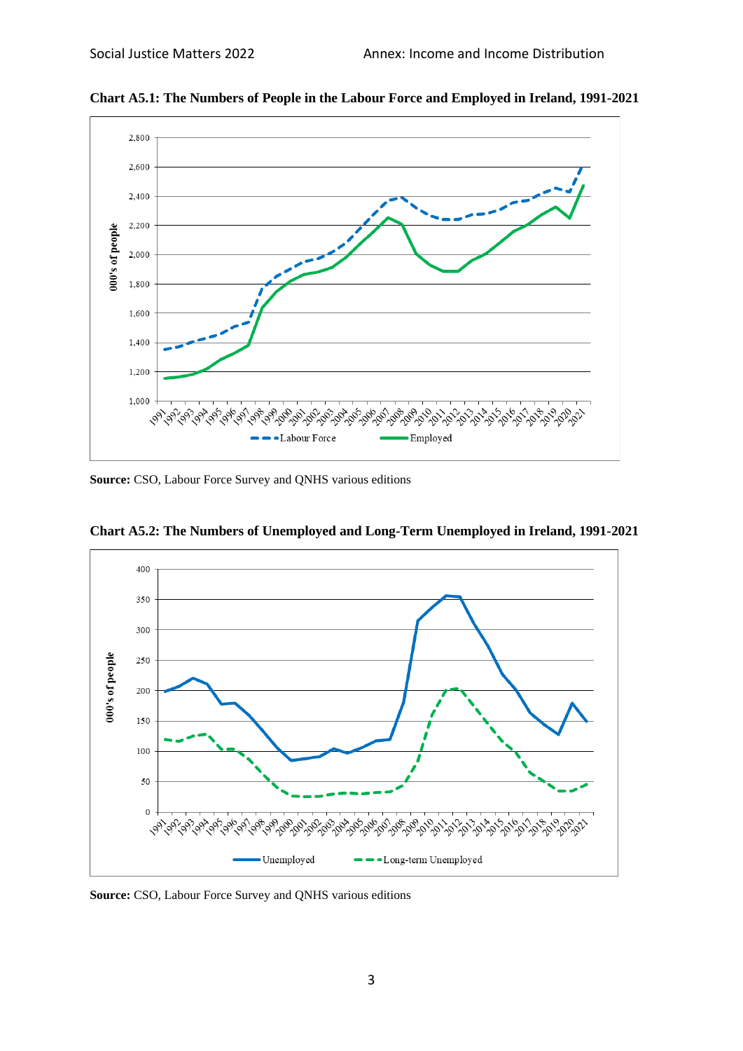**Chart A5.1: The Numbers of People in the Labour Force and Employed in Ireland, 1991-2021**

**Source:** CSO, Labour Force Survey and QNHS various editions

**Chart A5.2: The Numbers of Unemployed and Long-Term Unemployed in Ireland, 1991-2021**

**Source:** CSO, Labour Force Survey and QNHS various editions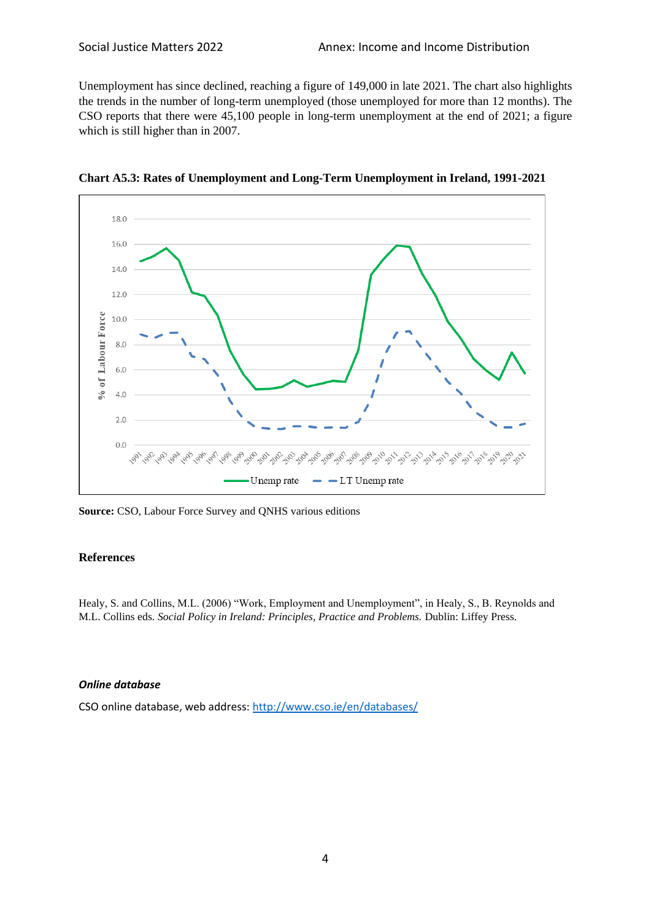Unemployment has since declined, reaching a figure of 149,000 in late 2021. The chart also highlights the trends in the number of long-term unemployed (those unemployed for more than 12 months). The CSO reports that there were 45,100 people in long-term unemployment at the end of 2021; a figure which is still higher than in 2007.

**Chart A5.3: Rates of Unemployment and Long-Term Unemployment in Ireland, 1991-2021**

% of Labour Force

18.0
16.0
14.0
12.0
10.0
8.0
6.0
4.0
2.0
0.0

1991 1992 1993 1994 1995 1996 1997 1998 1999 2000 2001 2002 2003 2004 2005 2006 2007 2008 2009 2010 2011 2012 2013 2014 2015 2016 2017 2018 2019 2020 2021

Unemp rate — LT Unemp rate

**Source:** CSO, Labour Force Survey and QNHS various editions

## References

Healy, S. and Collins, M.L. (2006) "Work, Employment and Unemployment", in Healy, S., B. Reynolds and M.L. Collins eds. *Social Policy in Ireland: Principles, Practice and Problems.* Dublin: Liffey Press.

### *Online database*

CSO online database, web address: http://www.cso.ie/en/databases/